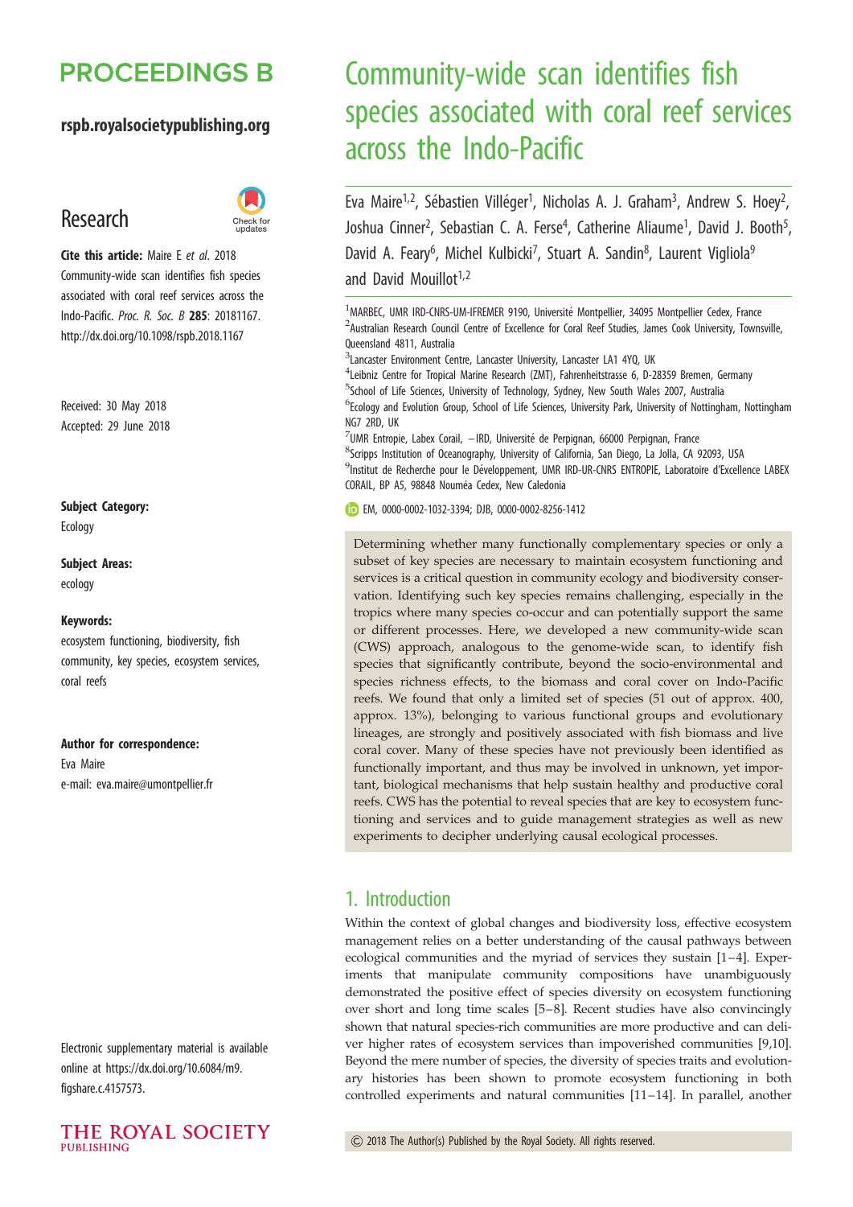# Community-wide scan identifies fish species associated with coral reef services across the Indo-Pacific

Eva Maire[1,2], Sébastien Villéger[1], Nicholas A. J. Graham[3], Andrew S. Hoey[2], Joshua Cinner[2], Sebastian C. A. Ferse[4], Catherine Aliaume[1], David J. Booth[5], David A. Feary[6], Michel Kulbicki[7], Stuart A. Sandin[8], Laurent Vigliola[9] and David Mouillot[1,2]

[1]MARBEC, UMR IRD-CNRS-UM-IFREMER 9190, Université Montpellier, 34095 Montpellier Cedex, France
[2]Australian Research Council Centre of Excellence for Coral Reef Studies, James Cook University, Townsville, Queensland 4811, Australia
[3]Lancaster Environment Centre, Lancaster University, Lancaster LA1 4YQ, UK
[4]Leibniz Centre for Tropical Marine Research (ZMT), Fahrenheitstrasse 6, D-28359 Bremen, Germany
[5]School of Life Sciences, University of Technology, Sydney, New South Wales 2007, Australia
[6]Ecology and Evolution Group, School of Life Sciences, University Park, University of Nottingham, Nottingham NG7 2RD, UK
[7]UMR Entropie, Labex Corail, –IRD, Université de Perpignan, 66000 Perpignan, France
[8]Scripps Institution of Oceanography, University of California, San Diego, La Jolla, CA 92093, USA
[9]Institut de Recherche pour le Développement, UMR IRD-UR-CNRS ENTROPIE, Laboratoire d'Excellence LABEX CORAIL, BP A5, 98848 Nouméa Cedex, New Caledonia

EM, 0000-0002-1032-3394; DJB, 0000-0002-8256-1412

Research

**Cite this article:** Maire E *et al*. 2018 Community-wide scan identifies fish species associated with coral reef services across the Indo-Pacific. *Proc. R. Soc. B* **285**: 20181167. http://dx.doi.org/10.1098/rspb.2018.1167

Received: 30 May 2018
Accepted: 29 June 2018

**Subject Category:**
Ecology

**Subject Areas:**
ecology

**Keywords:**
ecosystem functioning, biodiversity, fish community, key species, ecosystem services, coral reefs

**Author for correspondence:**
Eva Maire
e-mail: eva.maire@umontpellier.fr

Electronic supplementary material is available online at https://dx.doi.org/10.6084/m9.figshare.c.4157573.

Determining whether many functionally complementary species or only a subset of key species are necessary to maintain ecosystem functioning and services is a critical question in community ecology and biodiversity conservation. Identifying such key species remains challenging, especially in the tropics where many species co-occur and can potentially support the same or different processes. Here, we developed a new community-wide scan (CWS) approach, analogous to the genome-wide scan, to identify fish species that significantly contribute, beyond the socio-environmental and species richness effects, to the biomass and coral cover on Indo-Pacific reefs. We found that only a limited set of species (51 out of approx. 400, approx. 13%), belonging to various functional groups and evolutionary lineages, are strongly and positively associated with fish biomass and live coral cover. Many of these species have not previously been identified as functionally important, and thus may be involved in unknown, yet important, biological mechanisms that help sustain healthy and productive coral reefs. CWS has the potential to reveal species that are key to ecosystem functioning and services and to guide management strategies as well as new experiments to decipher underlying causal ecological processes.

## 1. Introduction

Within the context of global changes and biodiversity loss, effective ecosystem management relies on a better understanding of the causal pathways between ecological communities and the myriad of services they sustain [1–4]. Experiments that manipulate community compositions have unambiguously demonstrated the positive effect of species diversity on ecosystem functioning over short and long time scales [5–8]. Recent studies have also convincingly shown that natural species-rich communities are more productive and can deliver higher rates of ecosystem services than impoverished communities [9,10]. Beyond the mere number of species, the diversity of species traits and evolutionary histories has been shown to promote ecosystem functioning in both controlled experiments and natural communities [11–14]. In parallel, another

© 2018 The Author(s) Published by the Royal Society. All rights reserved.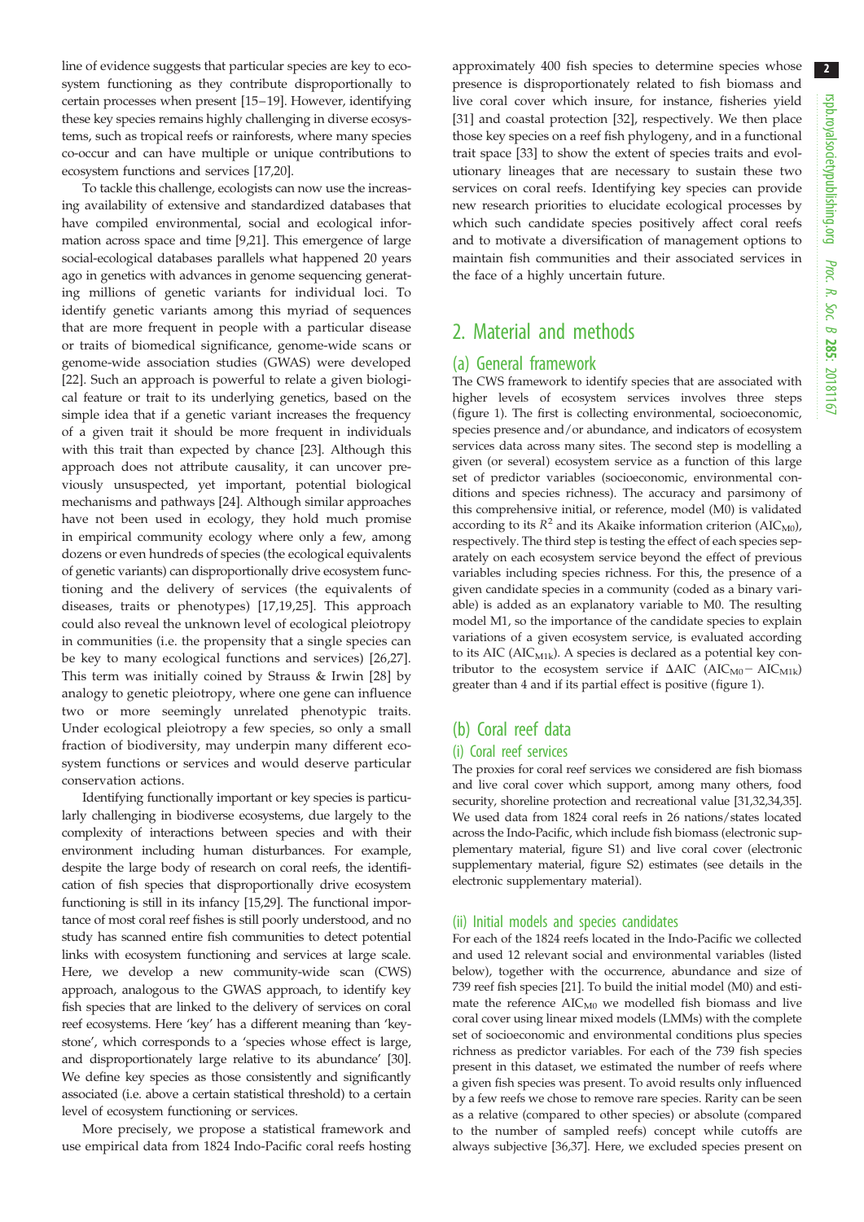line of evidence suggests that particular species are key to ecosystem functioning as they contribute disproportionally to certain processes when present [15–19]. However, identifying these key species remains highly challenging in diverse ecosystems, such as tropical reefs or rainforests, where many species co-occur and can have multiple or unique contributions to ecosystem functions and services [17,20].

To tackle this challenge, ecologists can now use the increasing availability of extensive and standardized databases that have compiled environmental, social and ecological information across space and time [9,21]. This emergence of large social-ecological databases parallels what happened 20 years ago in genetics with advances in genome sequencing generating millions of genetic variants for individual loci. To identify genetic variants among this myriad of sequences that are more frequent in people with a particular disease or traits of biomedical significance, genome-wide scans or genome-wide association studies (GWAS) were developed [22]. Such an approach is powerful to relate a given biological feature or trait to its underlying genetics, based on the simple idea that if a genetic variant increases the frequency of a given trait it should be more frequent in individuals with this trait than expected by chance [23]. Although this approach does not attribute causality, it can uncover previously unsuspected, yet important, potential biological mechanisms and pathways [24]. Although similar approaches have not been used in ecology, they hold much promise in empirical community ecology where only a few, among dozens or even hundreds of species (the ecological equivalents of genetic variants) can disproportionally drive ecosystem functioning and the delivery of services (the equivalents of diseases, traits or phenotypes) [17,19,25]. This approach could also reveal the unknown level of ecological pleiotropy in communities (i.e. the propensity that a single species can be key to many ecological functions and services) [26,27]. This term was initially coined by Strauss & Irwin [28] by analogy to genetic pleiotropy, where one gene can influence two or more seemingly unrelated phenotypic traits. Under ecological pleiotropy a few species, so only a small fraction of biodiversity, may underpin many different ecosystem functions or services and would deserve particular conservation actions.

Identifying functionally important or key species is particularly challenging in biodiverse ecosystems, due largely to the complexity of interactions between species and with their environment including human disturbances. For example, despite the large body of research on coral reefs, the identification of fish species that disproportionally drive ecosystem functioning is still in its infancy [15,29]. The functional importance of most coral reef fishes is still poorly understood, and no study has scanned entire fish communities to detect potential links with ecosystem functioning and services at large scale. Here, we develop a new community-wide scan (CWS) approach, analogous to the GWAS approach, to identify key fish species that are linked to the delivery of services on coral reef ecosystems. Here 'key' has a different meaning than 'keystone', which corresponds to a 'species whose effect is large, and disproportionately large relative to its abundance' [30]. We define key species as those consistently and significantly associated (i.e. above a certain statistical threshold) to a certain level of ecosystem functioning or services.

More precisely, we propose a statistical framework and use empirical data from 1824 Indo-Pacific coral reefs hosting approximately 400 fish species to determine species whose presence is disproportionately related to fish biomass and live coral cover which insure, for instance, fisheries yield [31] and coastal protection [32], respectively. We then place those key species on a reef fish phylogeny, and in a functional trait space [33] to show the extent of species traits and evolutionary lineages that are necessary to sustain these two services on coral reefs. Identifying key species can provide new research priorities to elucidate ecological processes by which such candidate species positively affect coral reefs and to motivate a diversification of management options to maintain fish communities and their associated services in the face of a highly uncertain future.

## 2. Material and methods

### (a) General framework

The CWS framework to identify species that are associated with higher levels of ecosystem services involves three steps (figure 1). The first is collecting environmental, socioeconomic, species presence and/or abundance, and indicators of ecosystem services data across many sites. The second step is modelling a given (or several) ecosystem service as a function of this large set of predictor variables (socioeconomic, environmental conditions and species richness). The accuracy and parsimony of this comprehensive initial, or reference, model (M0) is validated according to its $R^2$ and its Akaike information criterion ($AIC_{M0}$), respectively. The third step is testing the effect of each species separately on each ecosystem service beyond the effect of previous variables including species richness. For this, the presence of a given candidate species in a community (coded as a binary variable) is added as an explanatory variable to M0. The resulting model M1, so the importance of the candidate species to explain variations of a given ecosystem service, is evaluated according to its AIC ($AIC_{M1k}$). A species is declared as a potential key contributor to the ecosystem service if $\Delta AIC$ ($AIC_{M0} - AIC_{M1k}$) greater than 4 and if its partial effect is positive (figure 1).

### (b) Coral reef data

#### (i) Coral reef services

The proxies for coral reef services we considered are fish biomass and live coral cover which support, among many others, food security, shoreline protection and recreational value [31,32,34,35]. We used data from 1824 coral reefs in 26 nations/states located across the Indo-Pacific, which include fish biomass (electronic supplementary material, figure S1) and live coral cover (electronic supplementary material, figure S2) estimates (see details in the electronic supplementary material).

#### (ii) Initial models and species candidates

For each of the 1824 reefs located in the Indo-Pacific we collected and used 12 relevant social and environmental variables (listed below), together with the occurrence, abundance and size of 739 reef fish species [21]. To build the initial model (M0) and estimate the reference $AIC_{M0}$ we modelled fish biomass and live coral cover using linear mixed models (LMMs) with the complete set of socioeconomic and environmental conditions plus species richness as predictor variables. For each of the 739 fish species present in this dataset, we estimated the number of reefs where a given fish species was present. To avoid results only influenced by a few reefs we chose to remove rare species. Rarity can be seen as a relative (compared to other species) or absolute (compared to the number of sampled reefs) concept while cutoffs are always subjective [36,37]. Here, we excluded species present on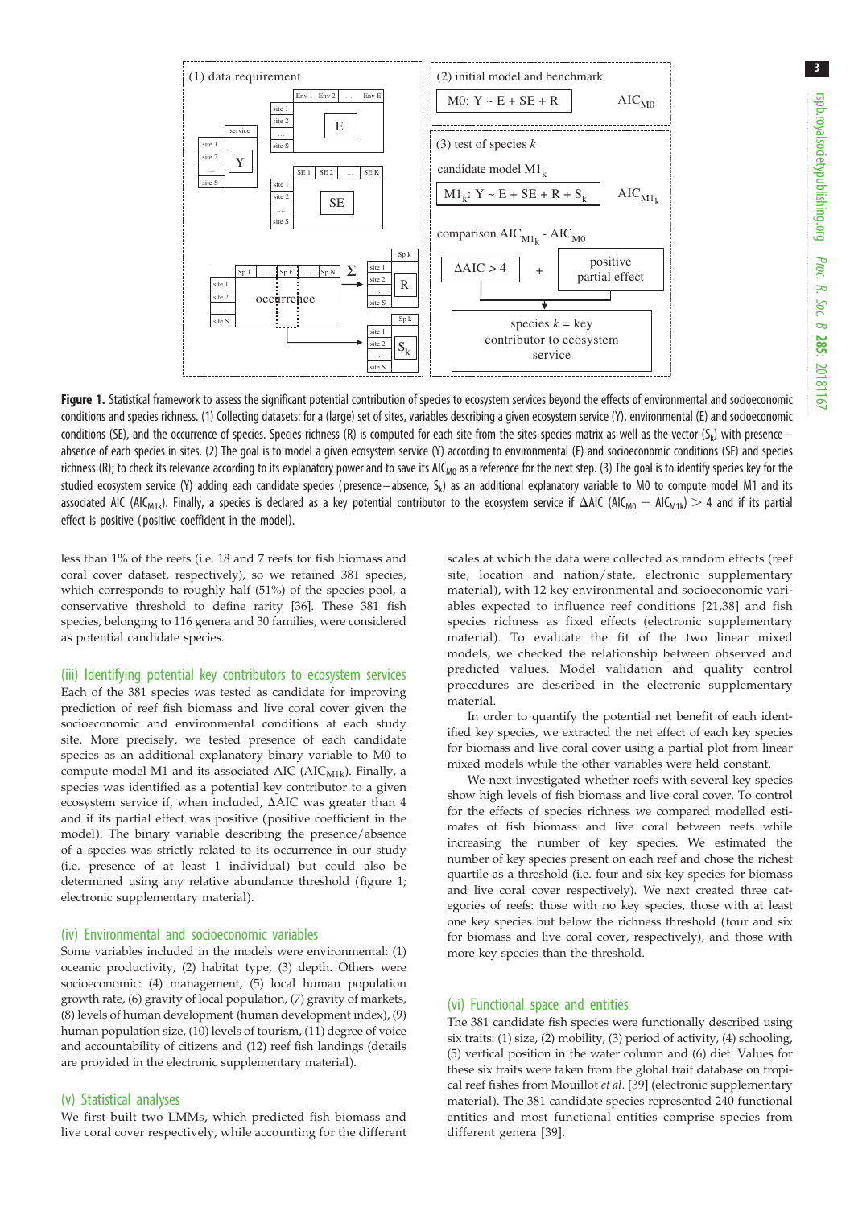**Figure 1.** Statistical framework to assess the significant potential contribution of species to ecosystem services beyond the effects of environmental and socioeconomic conditions and species richness. (1) Collecting datasets: for a (large) set of sites, variables describing a given ecosystem service (Y), environmental (E) and socioeconomic conditions (SE), and the occurrence of species. Species richness (R) is computed for each site from the sites-species matrix as well as the vector ($S_k$) with presence–absence of each species in sites. (2) The goal is to model a given ecosystem service (Y) according to environmental (E) and socioeconomic conditions (SE) and species richness (R); to check its relevance according to its explanatory power and to save its $AIC_{M0}$ as a reference for the next step. (3) The goal is to identify species key for the studied ecosystem service (Y) adding each candidate species (presence–absence, $S_k$) as an additional explanatory variable to M0 to compute model M1 and its associated AIC ($AIC_{M1k}$). Finally, a species is declared as a key potential contributor to the ecosystem service if $\Delta AIC$ ($AIC_{M0} - AIC_{M1k}$) $> 4$ and if its partial effect is positive (positive coefficient in the model).

less than 1% of the reefs (i.e. 18 and 7 reefs for fish biomass and coral cover dataset, respectively), so we retained 381 species, which corresponds to roughly half (51%) of the species pool, a conservative threshold to define rarity [36]. These 381 fish species, belonging to 116 genera and 30 families, were considered as potential candidate species.

### (iii) Identifying potential key contributors to ecosystem services

Each of the 381 species was tested as candidate for improving prediction of reef fish biomass and live coral cover given the socioeconomic and environmental conditions at each study site. More precisely, we tested presence of each candidate species as an additional explanatory binary variable to M0 to compute model M1 and its associated AIC ($AIC_{M1k}$). Finally, a species was identified as a potential key contributor to a given ecosystem service if, when included, $\Delta AIC$ was greater than 4 and if its partial effect was positive (positive coefficient in the model). The binary variable describing the presence/absence of a species was strictly related to its occurrence in our study (i.e. presence of at least 1 individual) but could also be determined using any relative abundance threshold (figure 1; electronic supplementary material).

### (iv) Environmental and socioeconomic variables

Some variables included in the models were environmental: (1) oceanic productivity, (2) habitat type, (3) depth. Others were socioeconomic: (4) management, (5) local human population growth rate, (6) gravity of local population, (7) gravity of markets, (8) levels of human development (human development index), (9) human population size, (10) levels of tourism, (11) degree of voice and accountability of citizens and (12) reef fish landings (details are provided in the electronic supplementary material).

### (v) Statistical analyses

We first built two LMMs, which predicted fish biomass and live coral cover respectively, while accounting for the different scales at which the data were collected as random effects (reef site, location and nation/state, electronic supplementary material), with 12 key environmental and socioeconomic variables expected to influence reef conditions [21,38] and fish species richness as fixed effects (electronic supplementary material). To evaluate the fit of the two linear mixed models, we checked the relationship between observed and predicted values. Model validation and quality control procedures are described in the electronic supplementary material.

In order to quantify the potential net benefit of each identified key species, we extracted the net effect of each key species for biomass and live coral cover using a partial plot from linear mixed models while the other variables were held constant.

We next investigated whether reefs with several key species show high levels of fish biomass and live coral cover. To control for the effects of species richness we compared modelled estimates of fish biomass and live coral between reefs while increasing the number of key species. We estimated the number of key species present on each reef and chose the richest quartile as a threshold (i.e. four and six key species for biomass and live coral cover respectively). We next created three categories of reefs: those with no key species, those with at least one key species but below the richness threshold (four and six for biomass and live coral cover, respectively), and those with more key species than the threshold.

### (vi) Functional space and entities

The 381 candidate fish species were functionally described using six traits: (1) size, (2) mobility, (3) period of activity, (4) schooling, (5) vertical position in the water column and (6) diet. Values for these six traits were taken from the global trait database on tropical reef fishes from Mouillot *et al.* [39] (electronic supplementary material). The 381 candidate species represented 240 functional entities and most functional entities comprise species from different genera [39].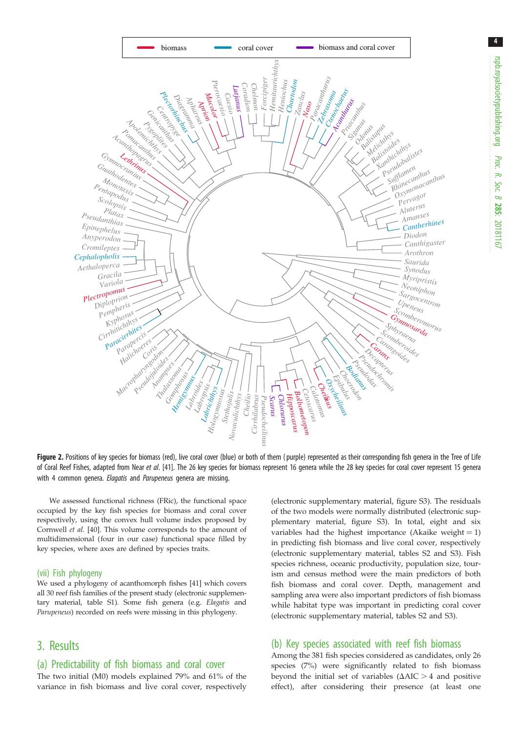**Figure 2.** Positions of key species for biomass (red), live coral cover (blue) or both of them (purple) represented as their corresponding fish genera in the Tree of Life of Coral Reef Fishes, adapted from Near *et al.* [41]. The 26 key species for biomass represent 16 genera while the 28 key species for coral cover represent 15 genera with 4 common genera. *Elagatis* and *Parupeneus* genera are missing.

We assessed functional richness (FRic), the functional space occupied by the key fish species for biomass and coral cover respectively, using the convex hull volume index proposed by Cornwell *et al.* [40]. This volume corresponds to the amount of multidimensional (four in our case) functional space filled by key species, where axes are defined by species traits.

### (vii) Fish phylogeny

We used a phylogeny of acanthomorph fishes [41] which covers all 30 reef fish families of the present study (electronic supplementary material, table S1). Some fish genera (e.g. *Elagatis* and *Parupeneus*) recorded on reefs were missing in this phylogeny.

# 3. Results

## (a) Predictability of fish biomass and coral cover

The two initial (M0) models explained 79% and 61% of the variance in fish biomass and live coral cover, respectively (electronic supplementary material, figure S3). The residuals of the two models were normally distributed (electronic supplementary material, figure S3). In total, eight and six variables had the highest importance (Akaike weight = 1) in predicting fish biomass and live coral cover, respectively (electronic supplementary material, tables S2 and S3). Fish species richness, oceanic productivity, population size, tourism and census method were the main predictors of both fish biomass and coral cover. Depth, management and sampling area were also important predictors of fish biomass while habitat type was important in predicting coral cover (electronic supplementary material, tables S2 and S3).

## (b) Key species associated with reef fish biomass

Among the 381 fish species considered as candidates, only 26 species (7%) were significantly related to fish biomass beyond the initial set of variables ($\Delta AIC > 4$ and positive effect), after considering their presence (at least one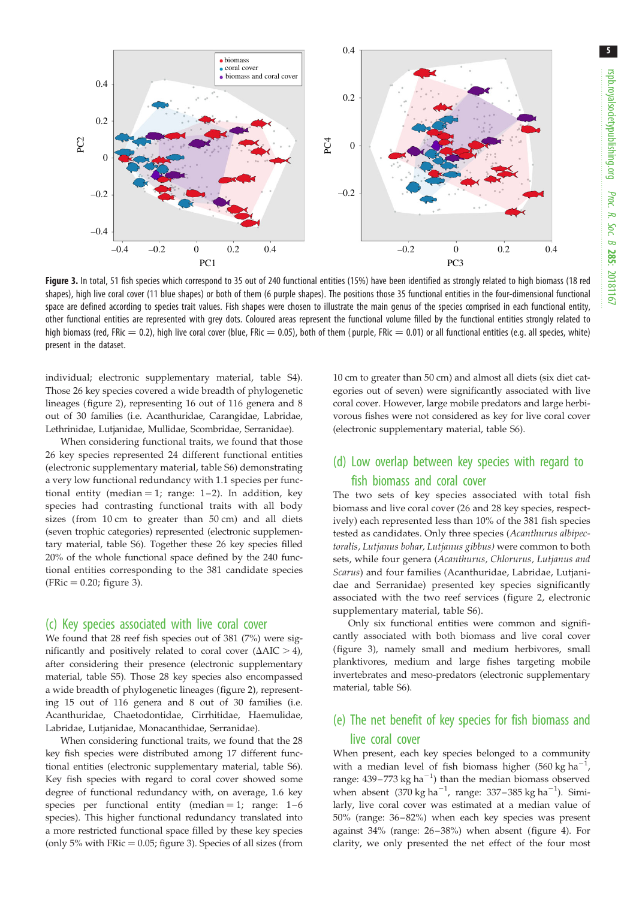**Figure 3.** In total, 51 fish species which correspond to 35 out of 240 functional entities (15%) have been identified as strongly related to high biomass (18 red shapes), high live coral cover (11 blue shapes) or both of them (6 purple shapes). The positions those 35 functional entities in the four-dimensional functional space are defined according to species trait values. Fish shapes were chosen to illustrate the main genus of the species comprised in each functional entity, other functional entities are represented with grey dots. Coloured areas represent the functional volume filled by the functional entities strongly related to high biomass (red, FRic = 0.2), high live coral cover (blue, FRic = 0.05), both of them (purple, FRic = 0.01) or all functional entities (e.g. all species, white) present in the dataset.

individual; electronic supplementary material, table S4). Those 26 key species covered a wide breadth of phylogenetic lineages (figure 2), representing 16 out of 116 genera and 8 out of 30 families (i.e. Acanthuridae, Carangidae, Labridae, Lethrinidae, Lutjanidae, Mullidae, Scombridae, Serranidae).

When considering functional traits, we found that those 26 key species represented 24 different functional entities (electronic supplementary material, table S6) demonstrating a very low functional redundancy with 1.1 species per functional entity (median = 1; range: 1–2). In addition, key species had contrasting functional traits with all body sizes (from 10 cm to greater than 50 cm) and all diets (seven trophic categories) represented (electronic supplementary material, table S6). Together these 26 key species filled 20% of the whole functional space defined by the 240 functional entities corresponding to the 381 candidate species (FRic = 0.20; figure 3).

### (c) Key species associated with live coral cover

We found that 28 reef fish species out of 381 (7%) were significantly and positively related to coral cover ($\Delta$AIC > 4), after considering their presence (electronic supplementary material, table S5). Those 28 key species also encompassed a wide breadth of phylogenetic lineages (figure 2), representing 15 out of 116 genera and 8 out of 30 families (i.e. Acanthuridae, Chaetodontidae, Cirrhitidae, Haemulidae, Labridae, Lutjanidae, Monacanthidae, Serranidae).

When considering functional traits, we found that the 28 key fish species were distributed among 17 different functional entities (electronic supplementary material, table S6). Key fish species with regard to coral cover showed some degree of functional redundancy with, on average, 1.6 key species per functional entity (median = 1; range: 1–6 species). This higher functional redundancy translated into a more restricted functional space filled by these key species (only 5% with FRic = 0.05; figure 3). Species of all sizes (from 10 cm to greater than 50 cm) and almost all diets (six diet categories out of seven) were significantly associated with live coral cover. However, large mobile predators and large herbivorous fishes were not considered as key for live coral cover (electronic supplementary material, table S6).

### (d) Low overlap between key species with regard to fish biomass and coral cover

The two sets of key species associated with total fish biomass and live coral cover (26 and 28 key species, respectively) each represented less than 10% of the 381 fish species tested as candidates. Only three species (*Acanthurus albipectoralis, Lutjanus bohar, Lutjanus gibbus)* were common to both sets, while four genera (*Acanthurus, Chlorurus, Lutjanus and Scarus*) and four families (Acanthuridae, Labridae, Lutjanidae and Serranidae) presented key species significantly associated with the two reef services (figure 2, electronic supplementary material, table S6).

Only six functional entities were common and significantly associated with both biomass and live coral cover (figure 3), namely small and medium herbivores, small planktivores, medium and large fishes targeting mobile invertebrates and meso-predators (electronic supplementary material, table S6).

### (e) The net benefit of key species for fish biomass and live coral cover

When present, each key species belonged to a community with a median level of fish biomass higher (560 kg ha$^{-1}$, range: 439–773 kg ha$^{-1}$) than the median biomass observed when absent (370 kg ha$^{-1}$, range: 337–385 kg ha$^{-1}$). Similarly, live coral cover was estimated at a median value of 50% (range: 36–82%) when each key species was present against 34% (range: 26–38%) when absent (figure 4). For clarity, we only presented the net effect of the four most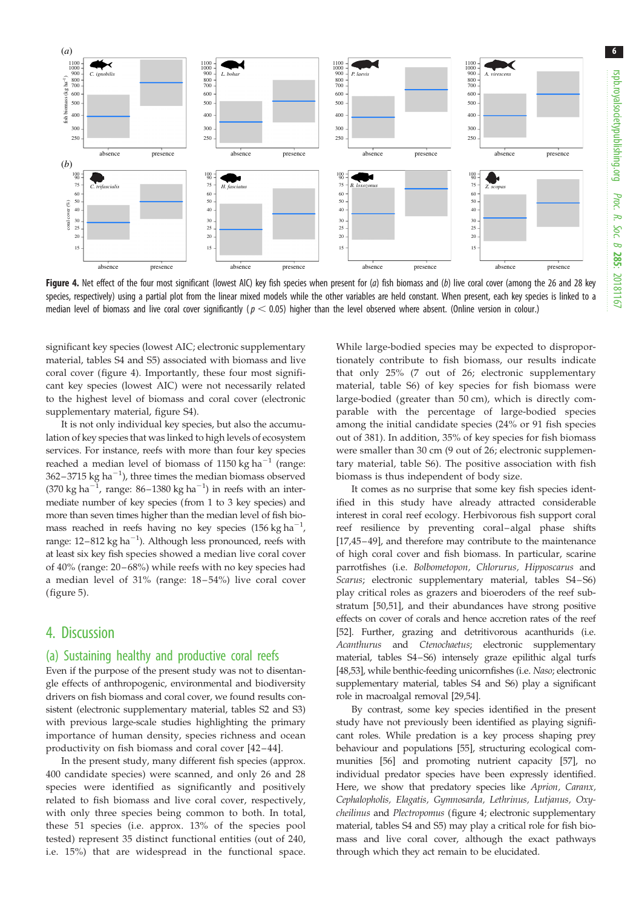**Figure 4.** Net effect of the four most significant (lowest AIC) key fish species when present for (*a*) fish biomass and (*b*) live coral cover (among the 26 and 28 key species, respectively) using a partial plot from the linear mixed models while the other variables are held constant. When present, each key species is linked to a median level of biomass and live coral cover significantly ($p < 0.05$) higher than the level observed where absent. (Online version in colour.)

significant key species (lowest AIC; electronic supplementary material, tables S4 and S5) associated with biomass and live coral cover (figure 4). Importantly, these four most significant key species (lowest AIC) were not necessarily related to the highest level of biomass and coral cover (electronic supplementary material, figure S4).

It is not only individual key species, but also the accumulation of key species that was linked to high levels of ecosystem services. For instance, reefs with more than four key species reached a median level of biomass of 1150 kg $ha^{-1}$ (range: 362–3715 kg $ha^{-1}$), three times the median biomass observed (370 kg $ha^{-1}$, range: 86–1380 kg $ha^{-1}$) in reefs with an intermediate number of key species (from 1 to 3 key species) and more than seven times higher than the median level of fish biomass reached in reefs having no key species (156 kg $ha^{-1}$, range: 12–812 kg $ha^{-1}$). Although less pronounced, reefs with at least six key fish species showed a median live coral cover of 40% (range: 20–68%) while reefs with no key species had a median level of 31% (range: 18–54%) live coral cover (figure 5).

# 4. Discussion

## (a) Sustaining healthy and productive coral reefs

Even if the purpose of the present study was not to disentangle effects of anthropogenic, environmental and biodiversity drivers on fish biomass and coral cover, we found results consistent (electronic supplementary material, tables S2 and S3) with previous large-scale studies highlighting the primary importance of human density, species richness and ocean productivity on fish biomass and coral cover [42–44].

In the present study, many different fish species (approx. 400 candidate species) were scanned, and only 26 and 28 species were identified as significantly and positively related to fish biomass and live coral cover, respectively, with only three species being common to both. In total, these 51 species (i.e. approx. 13% of the species pool tested) represent 35 distinct functional entities (out of 240, i.e. 15%) that are widespread in the functional space. While large-bodied species may be expected to disproportionately contribute to fish biomass, our results indicate that only 25% (7 out of 26; electronic supplementary material, table S6) of key species for fish biomass were large-bodied (greater than 50 cm), which is directly comparable with the percentage of large-bodied species among the initial candidate species (24% or 91 fish species out of 381). In addition, 35% of key species for fish biomass were smaller than 30 cm (9 out of 26; electronic supplementary material, table S6). The positive association with fish biomass is thus independent of body size.

It comes as no surprise that some key fish species identified in this study have already attracted considerable interest in coral reef ecology. Herbivorous fish support coral reef resilience by preventing coral–algal phase shifts [17,45–49], and therefore may contribute to the maintenance of high coral cover and fish biomass. In particular, scarine parrotfishes (i.e. *Bolbometopon*, *Chlorurus*, *Hipposcarus* and *Scarus*; electronic supplementary material, tables S4–S6) play critical roles as grazers and bioeroders of the reef substratum [50,51], and their abundances have strong positive effects on cover of corals and hence accretion rates of the reef [52]. Further, grazing and detritivorous acanthurids (i.e. *Acanthurus* and *Ctenochaetus*; electronic supplementary material, tables S4–S6) intensely graze epilithic algal turfs [48,53], while benthic-feeding unicornfishes (i.e. *Naso*; electronic supplementary material, tables S4 and S6) play a significant role in macroalgal removal [29,54].

By contrast, some key species identified in the present study have not previously been identified as playing significant roles. While predation is a key process shaping prey behaviour and populations [55], structuring ecological communities [56] and promoting nutrient capacity [57], no individual predator species have been expressly identified. Here, we show that predatory species like *Aprion*, *Caranx*, *Cephalopholis*, *Elagatis*, *Gymnosarda*, *Lethrinus*, *Lutjanus*, *Oxycheilinus* and *Plectropomus* (figure 4; electronic supplementary material, tables S4 and S5) may play a critical role for fish biomass and live coral cover, although the exact pathways through which they act remain to be elucidated.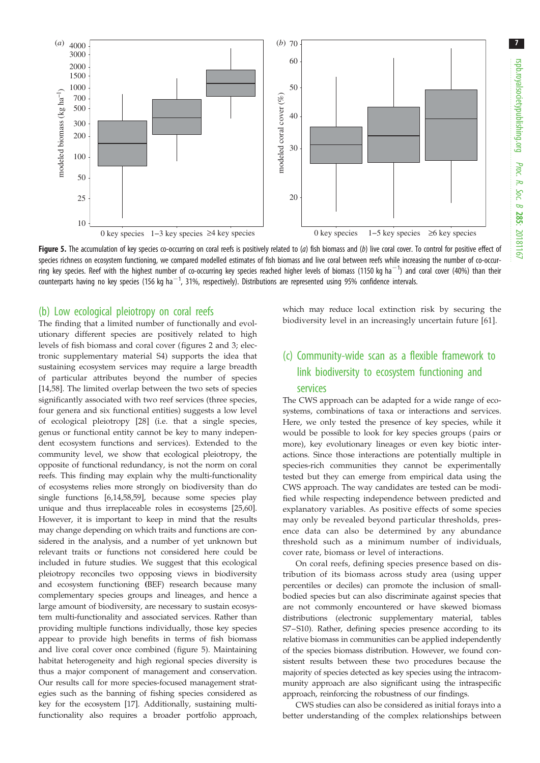(a)

modeled biomass (kg ha$^{-1}$)

4000
3000
2000
1500
1000
700
500
300
200
100
50
25
10

0 key species
1–3 key species
≥4 key species

(b)

modeled coral cover (%)

70
60
50
40
30
20

0 key species
1–5 key species
≥6 key species

**Figure 5.** The accumulation of key species co-occurring on coral reefs is positively related to (*a*) fish biomass and (*b*) live coral cover. To control for positive effect of species richness on ecosystem functioning, we compared modelled estimates of fish biomass and live coral between reefs while increasing the number of co-occurring key species. Reef with the highest number of co-occurring key species reached higher levels of biomass (1150 kg ha$^{-1}$) and coral cover (40%) than their counterparts having no key species (156 kg ha$^{-1}$, 31%, respectively). Distributions are represented using 95% confidence intervals.

## (b) Low ecological pleiotropy on coral reefs

The finding that a limited number of functionally and evolutionary different species are positively related to high levels of fish biomass and coral cover (figures 2 and 3; electronic supplementary material S4) supports the idea that sustaining ecosystem services may require a large breadth of particular attributes beyond the number of species [14,58]. The limited overlap between the two sets of species significantly associated with two reef services (three species, four genera and six functional entities) suggests a low level of ecological pleiotropy [28] (i.e. that a single species, genus or functional entity cannot be key to many independent ecosystem functions and services). Extended to the community level, we show that ecological pleiotropy, the opposite of functional redundancy, is not the norm on coral reefs. This finding may explain why the multi-functionality of ecosystems relies more strongly on biodiversity than do single functions [6,14,58,59], because some species play unique and thus irreplaceable roles in ecosystems [25,60]. However, it is important to keep in mind that the results may change depending on which traits and functions are considered in the analysis, and a number of yet unknown but relevant traits or functions not considered here could be included in future studies. We suggest that this ecological pleiotropy reconciles two opposing views in biodiversity and ecosystem functioning (BEF) research because many complementary species groups and lineages, and hence a large amount of biodiversity, are necessary to sustain ecosystem multi-functionality and associated services. Rather than providing multiple functions individually, those key species appear to provide high benefits in terms of fish biomass and live coral cover once combined (figure 5). Maintaining habitat heterogeneity and high regional species diversity is thus a major component of management and conservation. Our results call for more species-focused management strategies such as the banning of fishing species considered as key for the ecosystem [17]. Additionally, sustaining multi-functionality also requires a broader portfolio approach, which may reduce local extinction risk by securing the biodiversity level in an increasingly uncertain future [61].

## (c) Community-wide scan as a flexible framework to link biodiversity to ecosystem functioning and services

The CWS approach can be adapted for a wide range of ecosystems, combinations of taxa or interactions and services. Here, we only tested the presence of key species, while it would be possible to look for key species groups (pairs or more), key evolutionary lineages or even key biotic interactions. Since those interactions are potentially multiple in species-rich communities they cannot be experimentally tested but they can emerge from empirical data using the CWS approach. The way candidates are tested can be modified while respecting independence between predicted and explanatory variables. As positive effects of some species may only be revealed beyond particular thresholds, presence data can also be determined by any abundance threshold such as a minimum number of individuals, cover rate, biomass or level of interactions.

On coral reefs, defining species presence based on distribution of its biomass across study area (using upper percentiles or deciles) can promote the inclusion of small-bodied species but can also discriminate against species that are not commonly encountered or have skewed biomass distributions (electronic supplementary material, tables S7–S10). Rather, defining species presence according to its relative biomass in communities can be applied independently of the species biomass distribution. However, we found consistent results between these two procedures because the majority of species detected as key species using the intracommunity approach are also significant using the intraspecific approach, reinforcing the robustness of our findings.

CWS studies can also be considered as initial forays into a better understanding of the complex relationships between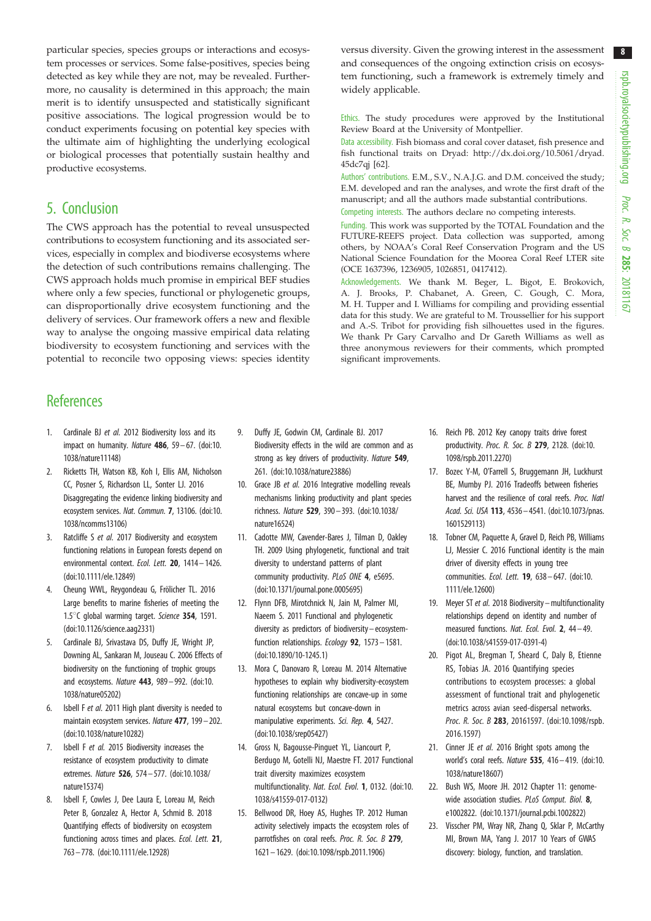particular species, species groups or interactions and ecosystem processes or services. Some false-positives, species being detected as key while they are not, may be revealed. Furthermore, no causality is determined in this approach; the main merit is to identify unsuspected and statistically significant positive associations. The logical progression would be to conduct experiments focusing on potential key species with the ultimate aim of highlighting the underlying ecological or biological processes that potentially sustain healthy and productive ecosystems.

## 5. Conclusion

The CWS approach has the potential to reveal unsuspected contributions to ecosystem functioning and its associated services, especially in complex and biodiverse ecosystems where the detection of such contributions remains challenging. The CWS approach holds much promise in empirical BEF studies where only a few species, functional or phylogenetic groups, can disproportionally drive ecosystem functioning and the delivery of services. Our framework offers a new and flexible way to analyse the ongoing massive empirical data relating biodiversity to ecosystem functioning and services with the potential to reconcile two opposing views: species identity versus diversity. Given the growing interest in the assessment and consequences of the ongoing extinction crisis on ecosystem functioning, such a framework is extremely timely and widely applicable.

Ethics. The study procedures were approved by the Institutional Review Board at the University of Montpellier.

Data accessibility. Fish biomass and coral cover dataset, fish presence and fish functional traits on Dryad: http://dx.doi.org/10.5061/dryad.45dc7qj [62].

Authors' contributions. E.M., S.V., N.A.J.G. and D.M. conceived the study; E.M. developed and ran the analyses, and wrote the first draft of the manuscript; and all the authors made substantial contributions.

Competing interests. The authors declare no competing interests.

Funding. This work was supported by the TOTAL Foundation and the FUTURE-REEFS project. Data collection was supported, among others, by NOAA's Coral Reef Conservation Program and the US National Science Foundation for the Moorea Coral Reef LTER site (OCE 1637396, 1236905, 1026851, 0417412).

Acknowledgements. We thank M. Beger, L. Bigot, E. Brokovich, A. J. Brooks, P. Chabanet, A. Green, C. Gough, C. Mora, M. H. Tupper and I. Williams for compiling and providing essential data for this study. We are grateful to M. Troussellier for his support and A.-S. Tribot for providing fish silhouettes used in the figures. We thank Pr Gary Carvalho and Dr Gareth Williams as well as three anonymous reviewers for their comments, which prompted significant improvements.

## References

1. Cardinale BJ *et al.* 2012 Biodiversity loss and its impact on humanity. *Nature* **486**, 59–67. (doi:10.1038/nature11148)
2. Ricketts TH, Watson KB, Koh I, Ellis AM, Nicholson CC, Posner S, Richardson LL, Sonter LJ. 2016 Disaggregating the evidence linking biodiversity and ecosystem services. *Nat. Commun.* **7**, 13106. (doi:10.1038/ncomms13106)
3. Ratcliffe S *et al.* 2017 Biodiversity and ecosystem functioning relations in European forests depend on environmental context. *Ecol. Lett.* **20**, 1414–1426. (doi:10.1111/ele.12849)
4. Cheung WWL, Reygondeau G, Frölicher TL. 2016 Large benefits to marine fisheries of meeting the 1.5°C global warming target. *Science* **354**, 1591. (doi:10.1126/science.aag2331)
5. Cardinale BJ, Srivastava DS, Duffy JE, Wright JP, Downing AL, Sankaran M, Jouseau C. 2006 Effects of biodiversity on the functioning of trophic groups and ecosystems. *Nature* **443**, 989–992. (doi:10.1038/nature05202)
6. Isbell F *et al.* 2011 High plant diversity is needed to maintain ecosystem services. *Nature* **477**, 199–202. (doi:10.1038/nature10282)
7. Isbell F *et al.* 2015 Biodiversity increases the resistance of ecosystem productivity to climate extremes. *Nature* **526**, 574–577. (doi:10.1038/nature15374)
8. Isbell F, Cowles J, Dee Laura E, Loreau M, Reich Peter B, Gonzalez A, Hector A, Schmid B. 2018 Quantifying effects of biodiversity on ecosystem functioning across times and places. *Ecol. Lett.* **21**, 763–778. (doi:10.1111/ele.12928)
9. Duffy JE, Godwin CM, Cardinale BJ. 2017 Biodiversity effects in the wild are common and as strong as key drivers of productivity. *Nature* **549**, 261. (doi:10.1038/nature23886)
10. Grace JB *et al.* 2016 Integrative modelling reveals mechanisms linking productivity and plant species richness. *Nature* **529**, 390–393. (doi:10.1038/nature16524)
11. Cadotte MW, Cavender-Bares J, Tilman D, Oakley TH. 2009 Using phylogenetic, functional and trait diversity to understand patterns of plant community productivity. *PLoS ONE* **4**, e5695. (doi:10.1371/journal.pone.0005695)
12. Flynn DFB, Mirotchnick N, Jain M, Palmer MI, Naeem S. 2011 Functional and phylogenetic diversity as predictors of biodiversity–ecosystem-function relationships. *Ecology* **92**, 1573–1581. (doi:10.1890/10-1245.1)
13. Mora C, Danovaro R, Loreau M. 2014 Alternative hypotheses to explain why biodiversity-ecosystem functioning relationships are concave-up in some natural ecosystems but concave-down in manipulative experiments. *Sci. Rep.* **4**, 5427. (doi:10.1038/srep05427)
14. Gross N, Bagousse-Pinguet YL, Liancourt P, Berdugo M, Gotelli NJ, Maestre FT. 2017 Functional trait diversity maximizes ecosystem multifunctionality. *Nat. Ecol. Evol.* **1**, 0132. (doi:10.1038/s41559-017-0132)
15. Bellwood DR, Hoey AS, Hughes TP. 2012 Human activity selectively impacts the ecosystem roles of parrotfishes on coral reefs. *Proc. R. Soc. B* **279**, 1621–1629. (doi:10.1098/rspb.2011.1906)
16. Reich PB. 2012 Key canopy traits drive forest productivity. *Proc. R. Soc. B* **279**, 2128. (doi:10.1098/rspb.2011.2270)
17. Bozec Y-M, O'Farrell S, Bruggemann JH, Luckhurst BE, Mumby PJ. 2016 Tradeoffs between fisheries harvest and the resilience of coral reefs. *Proc. Natl Acad. Sci. USA* **113**, 4536–4541. (doi:10.1073/pnas.1601529113)
18. Tobner CM, Paquette A, Gravel D, Reich PB, Williams LJ, Messier C. 2016 Functional identity is the main driver of diversity effects in young tree communities. *Ecol. Lett.* **19**, 638–647. (doi:10.1111/ele.12600)
19. Meyer ST *et al.* 2018 Biodiversity–multifunctionality relationships depend on identity and number of measured functions. *Nat. Ecol. Evol.* **2**, 44–49. (doi:10.1038/s41559-017-0391-4)
20. Pigot AL, Bregman T, Sheard C, Daly B, Etienne RS, Tobias JA. 2016 Quantifying species contributions to ecosystem processes: a global assessment of functional trait and phylogenetic metrics across avian seed-dispersal networks. *Proc. R. Soc. B* **283**, 20161597. (doi:10.1098/rspb.2016.1597)
21. Cinner JE *et al.* 2016 Bright spots among the world's coral reefs. *Nature* **535**, 416–419. (doi:10.1038/nature18607)
22. Bush WS, Moore JH. 2012 Chapter 11: genome-wide association studies. *PLoS Comput. Biol.* **8**, e1002822. (doi:10.1371/journal.pcbi.1002822)
23. Visscher PM, Wray NR, Zhang Q, Sklar P, McCarthy MI, Brown MA, Yang J. 2017 10 Years of GWAS discovery: biology, function, and translation.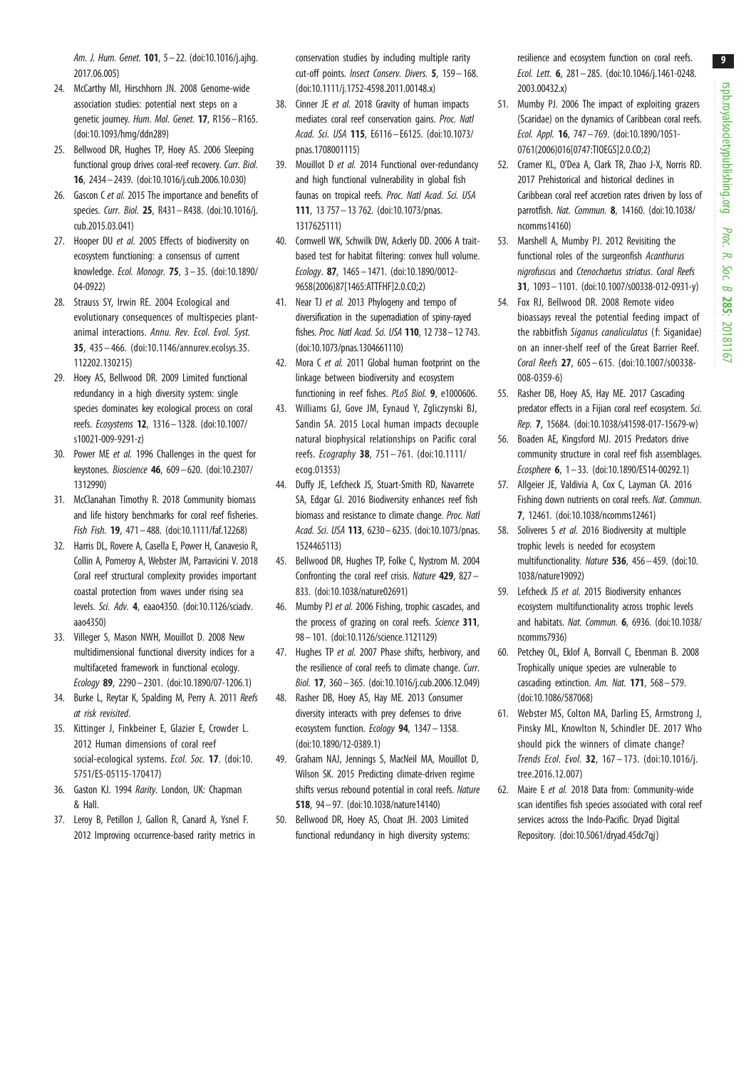Am. J. Hum. Genet. **101**, 5–22. (doi:10.1016/j.ajhg.2017.06.005)

24. McCarthy MI, Hirschhorn JN. 2008 Genome-wide association studies: potential next steps on a genetic journey. *Hum. Mol. Genet.* **17**, R156–R165. (doi:10.1093/hmg/ddn289)
25. Bellwood DR, Hughes TP, Hoey AS. 2006 Sleeping functional group drives coral-reef recovery. *Curr. Biol.* **16**, 2434–2439. (doi:10.1016/j.cub.2006.10.030)
26. Gascon C *et al.* 2015 The importance and benefits of species. *Curr. Biol.* **25**, R431–R438. (doi:10.1016/j.cub.2015.03.041)
27. Hooper DU *et al.* 2005 Effects of biodiversity on ecosystem functioning: a consensus of current knowledge. *Ecol. Monogr.* **75**, 3–35. (doi:10.1890/04-0922)
28. Strauss SY, Irwin RE. 2004 Ecological and evolutionary consequences of multispecies plant-animal interactions. *Annu. Rev. Ecol. Evol. Syst.* **35**, 435–466. (doi:10.1146/annurev.ecolsys.35.112202.130215)
29. Hoey AS, Bellwood DR. 2009 Limited functional redundancy in a high diversity system: single species dominates key ecological process on coral reefs. *Ecosystems* **12**, 1316–1328. (doi:10.1007/s10021-009-9291-z)
30. Power ME *et al.* 1996 Challenges in the quest for keystones. *Bioscience* **46**, 609–620. (doi:10.2307/1312990)
31. McClanahan Timothy R. 2018 Community biomass and life history benchmarks for coral reef fisheries. *Fish Fish.* **19**, 471–488. (doi:10.1111/faf.12268)
32. Harris DL, Rovere A, Casella E, Power H, Canavesio R, Collin A, Pomeroy A, Webster JM, Parravicini V. 2018 Coral reef structural complexity provides important coastal protection from waves under rising sea levels. *Sci. Adv.* **4**, eaao4350. (doi:10.1126/sciadv.aao4350)
33. Villeger S, Mason NWH, Mouillot D. 2008 New multidimensional functional diversity indices for a multifaceted framework in functional ecology. *Ecology* **89**, 2290–2301. (doi:10.1890/07-1206.1)
34. Burke L, Reytar K, Spalding M, Perry A. 2011 *Reefs at risk revisited*.
35. Kittinger J, Finkbeiner E, Glazier E, Crowder L. 2012 Human dimensions of coral reef social-ecological systems. *Ecol. Soc.* **17**. (doi:10.5751/ES-05115-170417)
36. Gaston KJ. 1994 *Rarity*. London, UK: Chapman & Hall.
37. Leroy B, Petillon J, Gallon R, Canard A, Ysnel F. 2012 Improving occurrence-based rarity metrics in conservation studies by including multiple rarity cut-off points. *Insect Conserv. Divers.* **5**, 159–168. (doi:10.1111/j.1752-4598.2011.00148.x)
38. Cinner JE *et al.* 2018 Gravity of human impacts mediates coral reef conservation gains. *Proc. Natl Acad. Sci. USA* **115**, E6116–E6125. (doi:10.1073/pnas.1708001115)
39. Mouillot D *et al.* 2014 Functional over-redundancy and high functional vulnerability in global fish faunas on tropical reefs. *Proc. Natl Acad. Sci. USA* **111**, 13 757–13 762. (doi:10.1073/pnas.1317625111)
40. Cornwell WK, Schwilk DW, Ackerly DD. 2006 A trait-based test for habitat filtering: convex hull volume. *Ecology*. **87**, 1465–1471. (doi:10.1890/0012-9658(2006)87[1465:ATTFHF]2.0.CO;2)
41. Near TJ *et al.* 2013 Phylogeny and tempo of diversification in the superradiation of spiny-rayed fishes. *Proc. Natl Acad. Sci. USA* **110**, 12 738–12 743. (doi:10.1073/pnas.1304661110)
42. Mora C *et al.* 2011 Global human footprint on the linkage between biodiversity and ecosystem functioning in reef fishes. *PLoS Biol.* **9**, e1000606.
43. Williams GJ, Gove JM, Eynaud Y, Zgliczynski BJ, Sandin SA. 2015 Local human impacts decouple natural biophysical relationships on Pacific coral reefs. *Ecography* **38**, 751–761. (doi:10.1111/ecog.01353)
44. Duffy JE, Lefcheck JS, Stuart-Smith RD, Navarrete SA, Edgar GJ. 2016 Biodiversity enhances reef fish biomass and resistance to climate change. *Proc. Natl Acad. Sci. USA* **113**, 6230–6235. (doi:10.1073/pnas.1524465113)
45. Bellwood DR, Hughes TP, Folke C, Nystrom M. 2004 Confronting the coral reef crisis. *Nature* **429**, 827–833. (doi:10.1038/nature02691)
46. Mumby PJ *et al.* 2006 Fishing, trophic cascades, and the process of grazing on coral reefs. *Science* **311**, 98–101. (doi:10.1126/science.1121129)
47. Hughes TP *et al.* 2007 Phase shifts, herbivory, and the resilience of coral reefs to climate change. *Curr. Biol.* **17**, 360–365. (doi:10.1016/j.cub.2006.12.049)
48. Rasher DB, Hoey AS, Hay ME. 2013 Consumer diversity interacts with prey defenses to drive ecosystem function. *Ecology* **94**, 1347–1358. (doi:10.1890/12-0389.1)
49. Graham NAJ, Jennings S, MacNeil MA, Mouillot D, Wilson SK. 2015 Predicting climate-driven regime shifts versus rebound potential in coral reefs. *Nature* **518**, 94–97. (doi:10.1038/nature14140)
50. Bellwood DR, Hoey AS, Choat JH. 2003 Limited functional redundancy in high diversity systems: resilience and ecosystem function on coral reefs. *Ecol. Lett.* **6**, 281–285. (doi:10.1046/j.1461-0248.2003.00432.x)
51. Mumby PJ. 2006 The impact of exploiting grazers (Scaridae) on the dynamics of Caribbean coral reefs. *Ecol. Appl.* **16**, 747–769. (doi:10.1890/1051-0761(2006)016[0747:TIOEGS]2.0.CO;2)
52. Cramer KL, O'Dea A, Clark TR, Zhao J-X, Norris RD. 2017 Prehistorical and historical declines in Caribbean coral reef accretion rates driven by loss of parrotfish. *Nat. Commun.* **8**, 14160. (doi:10.1038/ncomms14160)
53. Marshell A, Mumby PJ. 2012 Revisiting the functional roles of the surgeonfish *Acanthurus nigrofuscus* and *Ctenochaetus striatus*. *Coral Reefs* **31**, 1093–1101. (doi:10.1007/s00338-012-0931-y)
54. Fox RJ, Bellwood DR. 2008 Remote video bioassays reveal the potential feeding impact of the rabbitfish *Siganus canaliculatus* (f: Siganidae) on an inner-shelf reef of the Great Barrier Reef. *Coral Reefs* **27**, 605–615. (doi:10.1007/s00338-008-0359-6)
55. Rasher DB, Hoey AS, Hay ME. 2017 Cascading predator effects in a Fijian coral reef ecosystem. *Sci. Rep.* **7**, 15684. (doi:10.1038/s41598-017-15679-w)
56. Boaden AE, Kingsford MJ. 2015 Predators drive community structure in coral reef fish assemblages. *Ecosphere* **6**, 1–33. (doi:10.1890/ES14-00292.1)
57. Allgeier JE, Valdivia A, Cox C, Layman CA. 2016 Fishing down nutrients on coral reefs. *Nat. Commun.* **7**, 12461. (doi:10.1038/ncomms12461)
58. Soliveres S *et al.* 2016 Biodiversity at multiple trophic levels is needed for ecosystem multifunctionality. *Nature* **536**, 456–459. (doi:10.1038/nature19092)
59. Lefcheck JS *et al.* 2015 Biodiversity enhances ecosystem multifunctionality across trophic levels and habitats. *Nat. Commun.* **6**, 6936. (doi:10.1038/ncomms7936)
60. Petchey OL, Eklof A, Borrvall C, Ebenman B. 2008 Trophically unique species are vulnerable to cascading extinction. *Am. Nat.* **171**, 568–579. (doi:10.1086/587068)
61. Webster MS, Colton MA, Darling ES, Armstrong J, Pinsky ML, Knowlton N, Schindler DE. 2017 Who should pick the winners of climate change? *Trends Ecol. Evol.* **32**, 167–173. (doi:10.1016/j.tree.2016.12.007)
62. Maire E *et al.* 2018 Data from: Community-wide scan identifies fish species associated with coral reef services across the Indo-Pacific. Dryad Digital Repository. (doi:10.5061/dryad.45dc7qj)